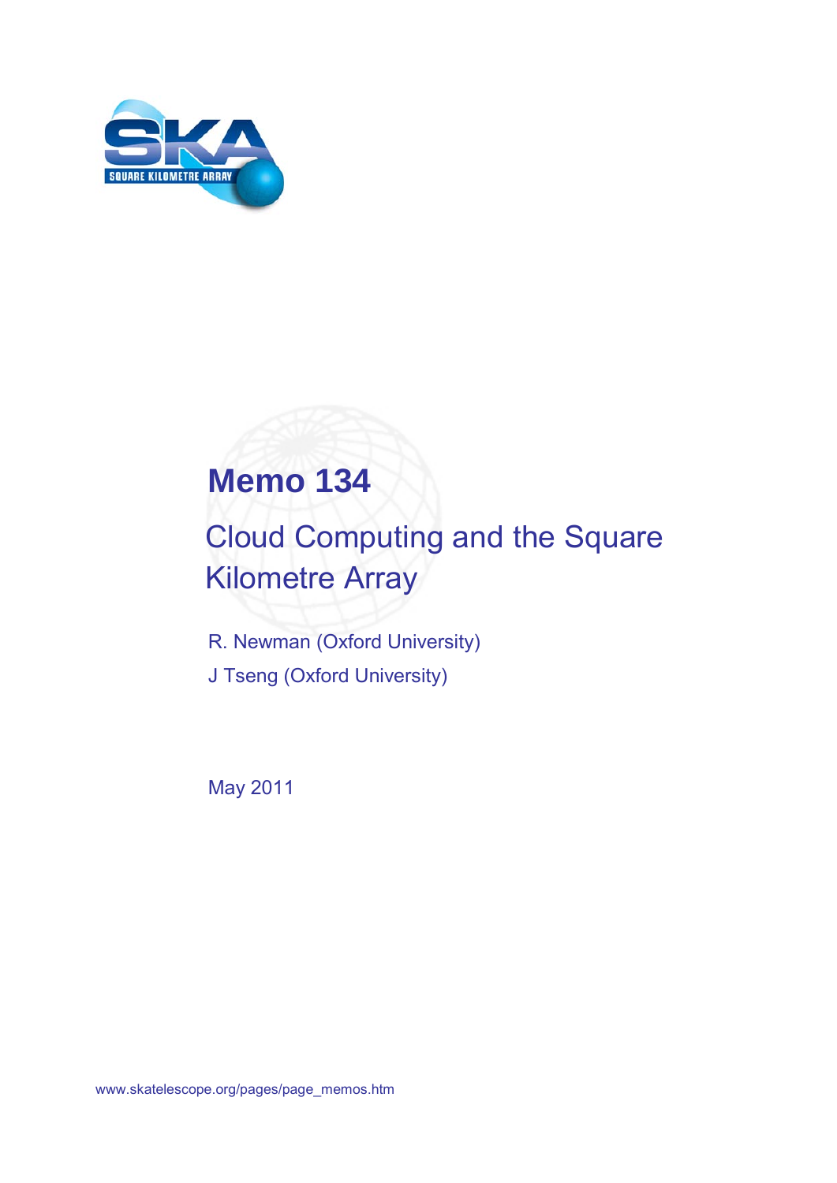# Memo 134

## Cloud Computing and the Square Kilometre Array

R. Newman (Oxford University)

J Tseng (Oxford University)

May 2011

www.skatelescope.org/pages/page_memos.htm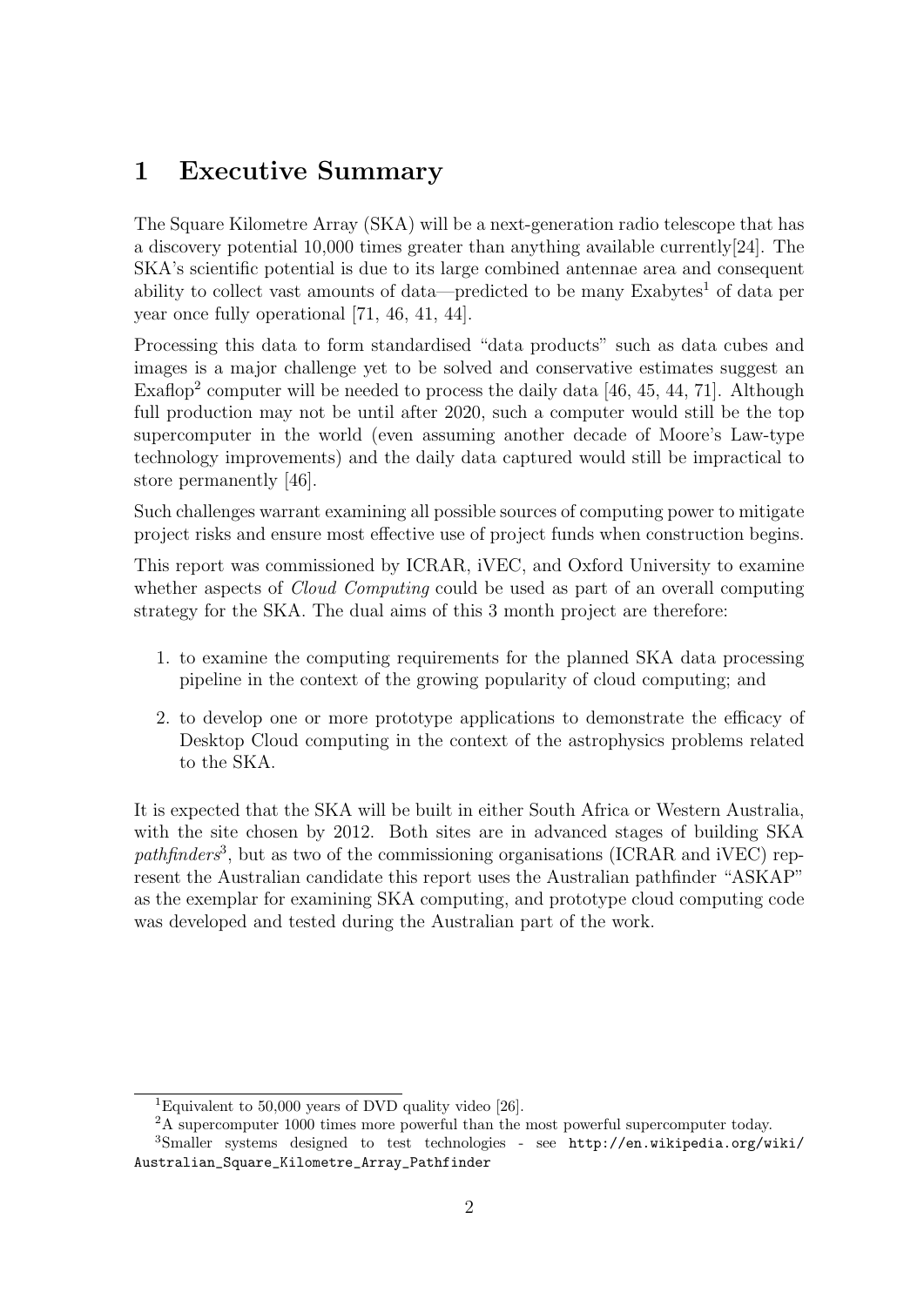# 1 Executive Summary

The Square Kilometre Array (SKA) will be a next-generation radio telescope that has a discovery potential 10,000 times greater than anything available currently[24]. The SKA's scientific potential is due to its large combined antennae area and consequent ability to collect vast amounts of data—predicted to be many Exabytes[1] of data per year once fully operational [71, 46, 41, 44].

Processing this data to form standardised "data products" such as data cubes and images is a major challenge yet to be solved and conservative estimates suggest an Exaflop[2] computer will be needed to process the daily data [46, 45, 44, 71]. Although full production may not be until after 2020, such a computer would still be the top supercomputer in the world (even assuming another decade of Moore's Law-type technology improvements) and the daily data captured would still be impractical to store permanently [46].

Such challenges warrant examining all possible sources of computing power to mitigate project risks and ensure most effective use of project funds when construction begins.

This report was commissioned by ICRAR, iVEC, and Oxford University to examine whether aspects of *Cloud Computing* could be used as part of an overall computing strategy for the SKA. The dual aims of this 3 month project are therefore:

1. to examine the computing requirements for the planned SKA data processing pipeline in the context of the growing popularity of cloud computing; and
2. to develop one or more prototype applications to demonstrate the efficacy of Desktop Cloud computing in the context of the astrophysics problems related to the SKA.

It is expected that the SKA will be built in either South Africa or Western Australia, with the site chosen by 2012. Both sites are in advanced stages of building SKA *pathfinders*[3], but as two of the commissioning organisations (ICRAR and iVEC) represent the Australian candidate this report uses the Australian pathfinder "ASKAP" as the exemplar for examining SKA computing, and prototype cloud computing code was developed and tested during the Australian part of the work.

---

[1] Equivalent to 50,000 years of DVD quality video [26].

[2] A supercomputer 1000 times more powerful than the most powerful supercomputer today.

[3] Smaller systems designed to test technologies - see http://en.wikipedia.org/wiki/Australian_Square_Kilometre_Array_Pathfinder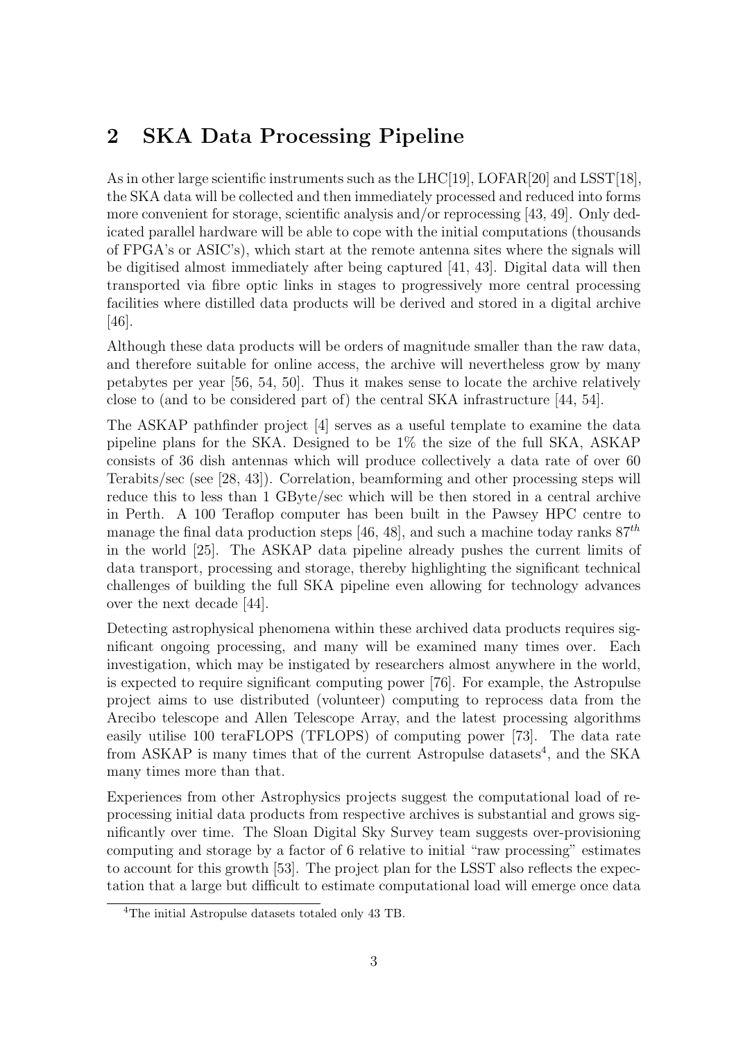## 2 SKA Data Processing Pipeline

As in other large scientific instruments such as the LHC[19], LOFAR[20] and LSST[18], the SKA data will be collected and then immediately processed and reduced into forms more convenient for storage, scientific analysis and/or reprocessing [43, 49]. Only dedicated parallel hardware will be able to cope with the initial computations (thousands of FPGA's or ASIC's), which start at the remote antenna sites where the signals will be digitised almost immediately after being captured [41, 43]. Digital data will then transported via fibre optic links in stages to progressively more central processing facilities where distilled data products will be derived and stored in a digital archive [46].

Although these data products will be orders of magnitude smaller than the raw data, and therefore suitable for online access, the archive will nevertheless grow by many petabytes per year [56, 54, 50]. Thus it makes sense to locate the archive relatively close to (and to be considered part of) the central SKA infrastructure [44, 54].

The ASKAP pathfinder project [4] serves as a useful template to examine the data pipeline plans for the SKA. Designed to be 1% the size of the full SKA, ASKAP consists of 36 dish antennas which will produce collectively a data rate of over 60 Terabits/sec (see [28, 43]). Correlation, beamforming and other processing steps will reduce this to less than 1 GByte/sec which will be then stored in a central archive in Perth. A 100 Teraflop computer has been built in the Pawsey HPC centre to manage the final data production steps [46, 48], and such a machine today ranks $87^{th}$ in the world [25]. The ASKAP data pipeline already pushes the current limits of data transport, processing and storage, thereby highlighting the significant technical challenges of building the full SKA pipeline even allowing for technology advances over the next decade [44].

Detecting astrophysical phenomena within these archived data products requires significant ongoing processing, and many will be examined many times over. Each investigation, which may be instigated by researchers almost anywhere in the world, is expected to require significant computing power [76]. For example, the Astropulse project aims to use distributed (volunteer) computing to reprocess data from the Arecibo telescope and Allen Telescope Array, and the latest processing algorithms easily utilise 100 teraFLOPS (TFLOPS) of computing power [73]. The data rate from ASKAP is many times that of the current Astropulse datasets[4], and the SKA many times more than that.

Experiences from other Astrophysics projects suggest the computational load of reprocessing initial data products from respective archives is substantial and grows significantly over time. The Sloan Digital Sky Survey team suggests over-provisioning computing and storage by a factor of 6 relative to initial "raw processing" estimates to account for this growth [53]. The project plan for the LSST also reflects the expectation that a large but difficult to estimate computational load will emerge once data

[4] The initial Astropulse datasets totaled only 43 TB.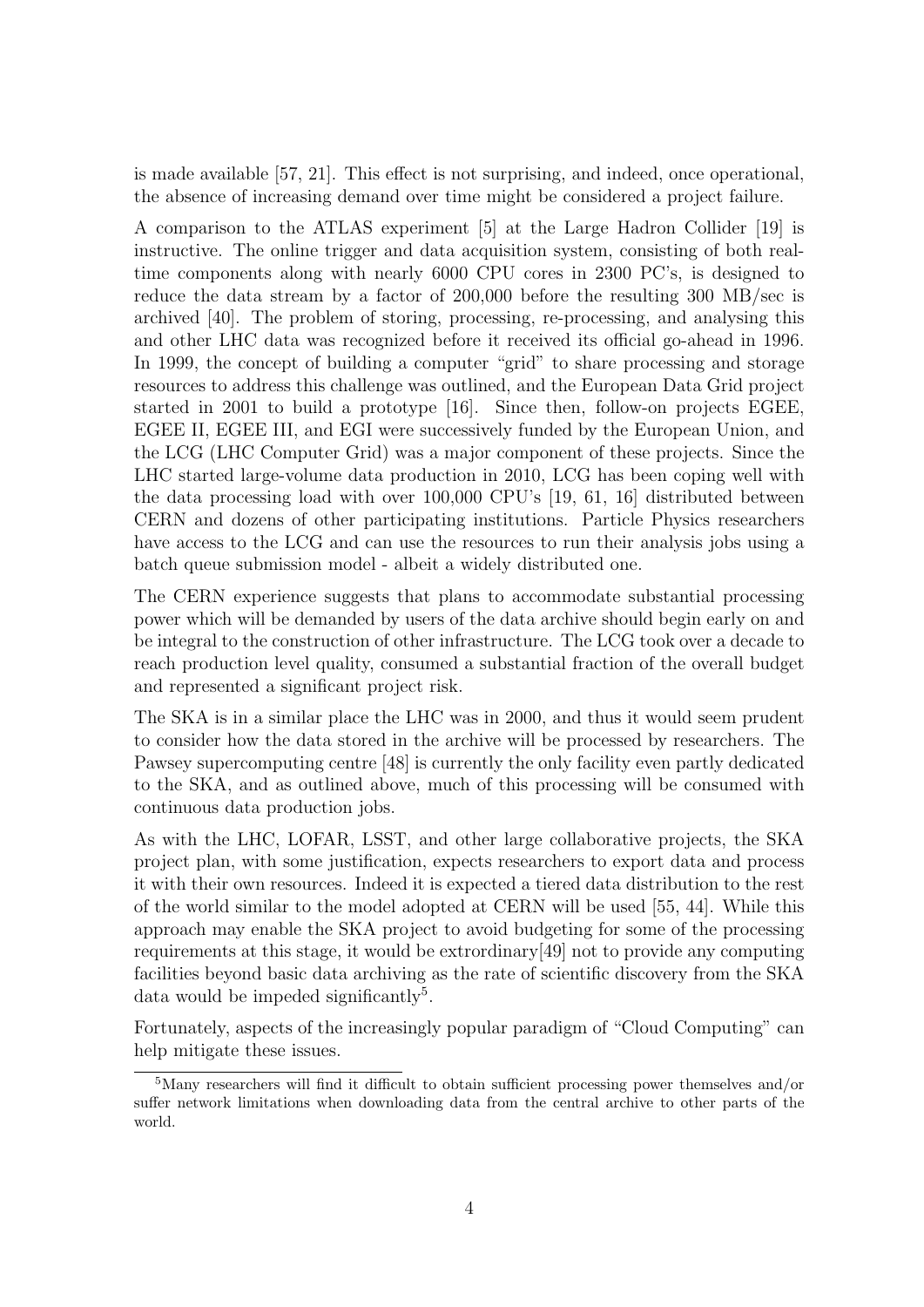is made available [57, 21]. This effect is not surprising, and indeed, once operational, the absence of increasing demand over time might be considered a project failure.

A comparison to the ATLAS experiment [5] at the Large Hadron Collider [19] is instructive. The online trigger and data acquisition system, consisting of both real-time components along with nearly 6000 CPU cores in 2300 PC's, is designed to reduce the data stream by a factor of 200,000 before the resulting 300 MB/sec is archived [40]. The problem of storing, processing, re-processing, and analysing this and other LHC data was recognized before it received its official go-ahead in 1996. In 1999, the concept of building a computer "grid" to share processing and storage resources to address this challenge was outlined, and the European Data Grid project started in 2001 to build a prototype [16]. Since then, follow-on projects EGEE, EGEE II, EGEE III, and EGI were successively funded by the European Union, and the LCG (LHC Computer Grid) was a major component of these projects. Since the LHC started large-volume data production in 2010, LCG has been coping well with the data processing load with over 100,000 CPU's [19, 61, 16] distributed between CERN and dozens of other participating institutions. Particle Physics researchers have access to the LCG and can use the resources to run their analysis jobs using a batch queue submission model - albeit a widely distributed one.

The CERN experience suggests that plans to accommodate substantial processing power which will be demanded by users of the data archive should begin early on and be integral to the construction of other infrastructure. The LCG took over a decade to reach production level quality, consumed a substantial fraction of the overall budget and represented a significant project risk.

The SKA is in a similar place the LHC was in 2000, and thus it would seem prudent to consider how the data stored in the archive will be processed by researchers. The Pawsey supercomputing centre [48] is currently the only facility even partly dedicated to the SKA, and as outlined above, much of this processing will be consumed with continuous data production jobs.

As with the LHC, LOFAR, LSST, and other large collaborative projects, the SKA project plan, with some justification, expects researchers to export data and process it with their own resources. Indeed it is expected a tiered data distribution to the rest of the world similar to the model adopted at CERN will be used [55, 44]. While this approach may enable the SKA project to avoid budgeting for some of the processing requirements at this stage, it would be extrordinary[49] not to provide any computing facilities beyond basic data archiving as the rate of scientific discovery from the SKA data would be impeded significantly[5].

Fortunately, aspects of the increasingly popular paradigm of "Cloud Computing" can help mitigate these issues.

[5]Many researchers will find it difficult to obtain sufficient processing power themselves and/or suffer network limitations when downloading data from the central archive to other parts of the world.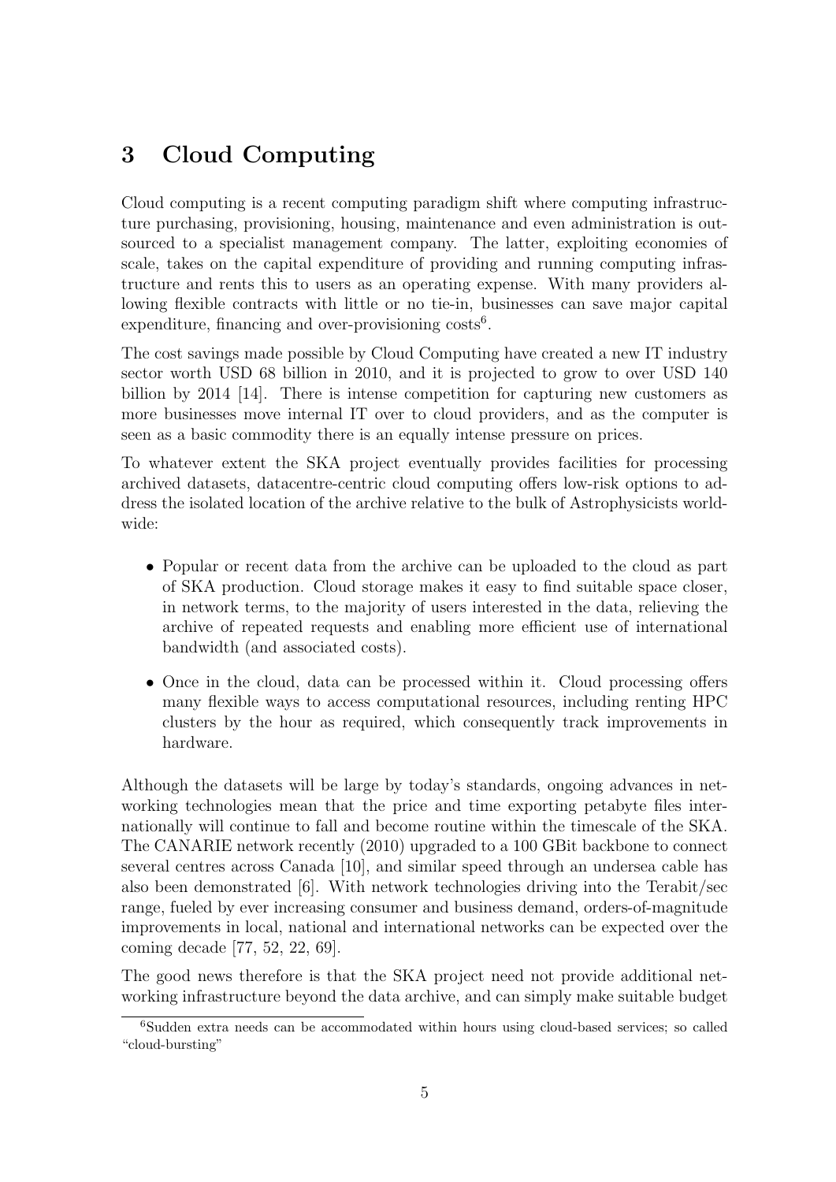## 3 Cloud Computing

Cloud computing is a recent computing paradigm shift where computing infrastructure purchasing, provisioning, housing, maintenance and even administration is outsourced to a specialist management company. The latter, exploiting economies of scale, takes on the capital expenditure of providing and running computing infrastructure and rents this to users as an operating expense. With many providers allowing flexible contracts with little or no tie-in, businesses can save major capital expenditure, financing and over-provisioning costs[6].

The cost savings made possible by Cloud Computing have created a new IT industry sector worth USD 68 billion in 2010, and it is projected to grow to over USD 140 billion by 2014 [14]. There is intense competition for capturing new customers as more businesses move internal IT over to cloud providers, and as the computer is seen as a basic commodity there is an equally intense pressure on prices.

To whatever extent the SKA project eventually provides facilities for processing archived datasets, datacentre-centric cloud computing offers low-risk options to address the isolated location of the archive relative to the bulk of Astrophysicists worldwide:

- Popular or recent data from the archive can be uploaded to the cloud as part of SKA production. Cloud storage makes it easy to find suitable space closer, in network terms, to the majority of users interested in the data, relieving the archive of repeated requests and enabling more efficient use of international bandwidth (and associated costs).
- Once in the cloud, data can be processed within it. Cloud processing offers many flexible ways to access computational resources, including renting HPC clusters by the hour as required, which consequently track improvements in hardware.

Although the datasets will be large by today's standards, ongoing advances in networking technologies mean that the price and time exporting petabyte files internationally will continue to fall and become routine within the timescale of the SKA. The CANARIE network recently (2010) upgraded to a 100 GBit backbone to connect several centres across Canada [10], and similar speed through an undersea cable has also been demonstrated [6]. With network technologies driving into the Terabit/sec range, fueled by ever increasing consumer and business demand, orders-of-magnitude improvements in local, national and international networks can be expected over the coming decade [77, 52, 22, 69].

The good news therefore is that the SKA project need not provide additional networking infrastructure beyond the data archive, and can simply make suitable budget

[6]Sudden extra needs can be accommodated within hours using cloud-based services; so called "cloud-bursting"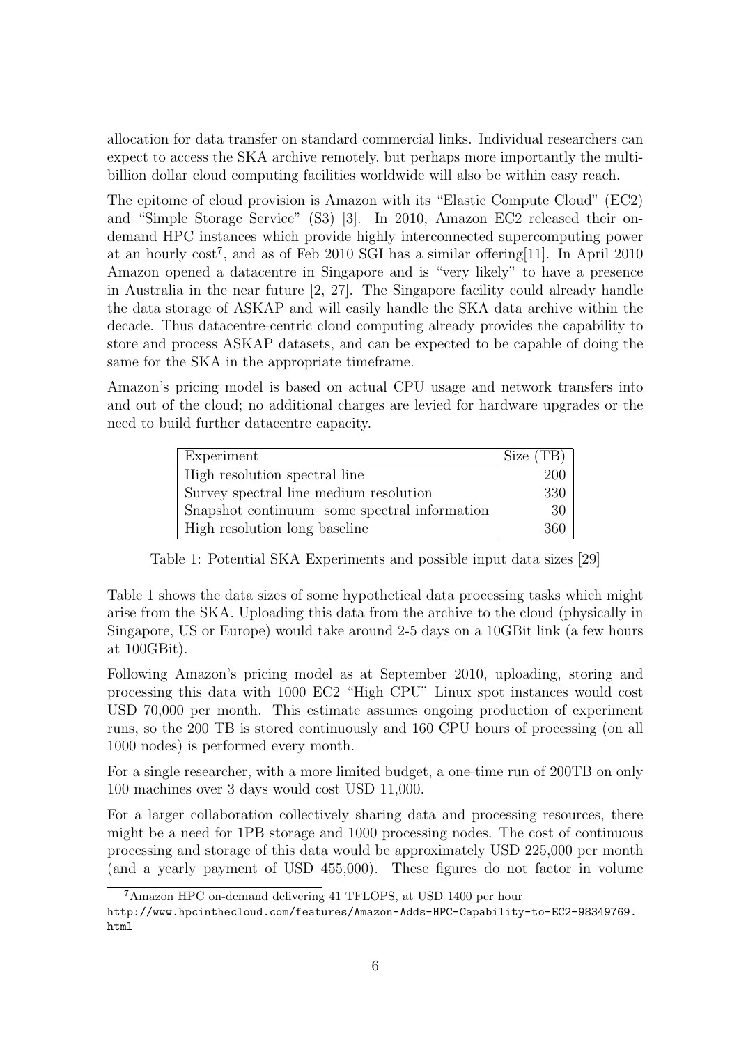allocation for data transfer on standard commercial links. Individual researchers can expect to access the SKA archive remotely, but perhaps more importantly the multi-billion dollar cloud computing facilities worldwide will also be within easy reach.

The epitome of cloud provision is Amazon with its "Elastic Compute Cloud" (EC2) and "Simple Storage Service" (S3) [3]. In 2010, Amazon EC2 released their on-demand HPC instances which provide highly interconnected supercomputing power at an hourly cost[7], and as of Feb 2010 SGI has a similar offering[11]. In April 2010 Amazon opened a datacentre in Singapore and is "very likely" to have a presence in Australia in the near future [2, 27]. The Singapore facility could already handle the data storage of ASKAP and will easily handle the SKA data archive within the decade. Thus datacentre-centric cloud computing already provides the capability to store and process ASKAP datasets, and can be expected to be capable of doing the same for the SKA in the appropriate timeframe.

Amazon's pricing model is based on actual CPU usage and network transfers into and out of the cloud; no additional charges are levied for hardware upgrades or the need to build further datacentre capacity.

| Experiment | Size (TB) |
|---|---|
| High resolution spectral line | 200 |
| Survey spectral line medium resolution | 330 |
| Snapshot continuum some spectral information | 30 |
| High resolution long baseline | 360 |

Table 1: Potential SKA Experiments and possible input data sizes [29]

Table 1 shows the data sizes of some hypothetical data processing tasks which might arise from the SKA. Uploading this data from the archive to the cloud (physically in Singapore, US or Europe) would take around 2-5 days on a 10GBit link (a few hours at 100GBit).

Following Amazon's pricing model as at September 2010, uploading, storing and processing this data with 1000 EC2 "High CPU" Linux spot instances would cost USD 70,000 per month. This estimate assumes ongoing production of experiment runs, so the 200 TB is stored continuously and 160 CPU hours of processing (on all 1000 nodes) is performed every month.

For a single researcher, with a more limited budget, a one-time run of 200TB on only 100 machines over 3 days would cost USD 11,000.

For a larger collaboration collectively sharing data and processing resources, there might be a need for 1PB storage and 1000 processing nodes. The cost of continuous processing and storage of this data would be approximately USD 225,000 per month (and a yearly payment of USD 455,000). These figures do not factor in volume

[7] Amazon HPC on-demand delivering 41 TFLOPS, at USD 1400 per hour http://www.hpcinthecloud.com/features/Amazon-Adds-HPC-Capability-to-EC2-98349769.html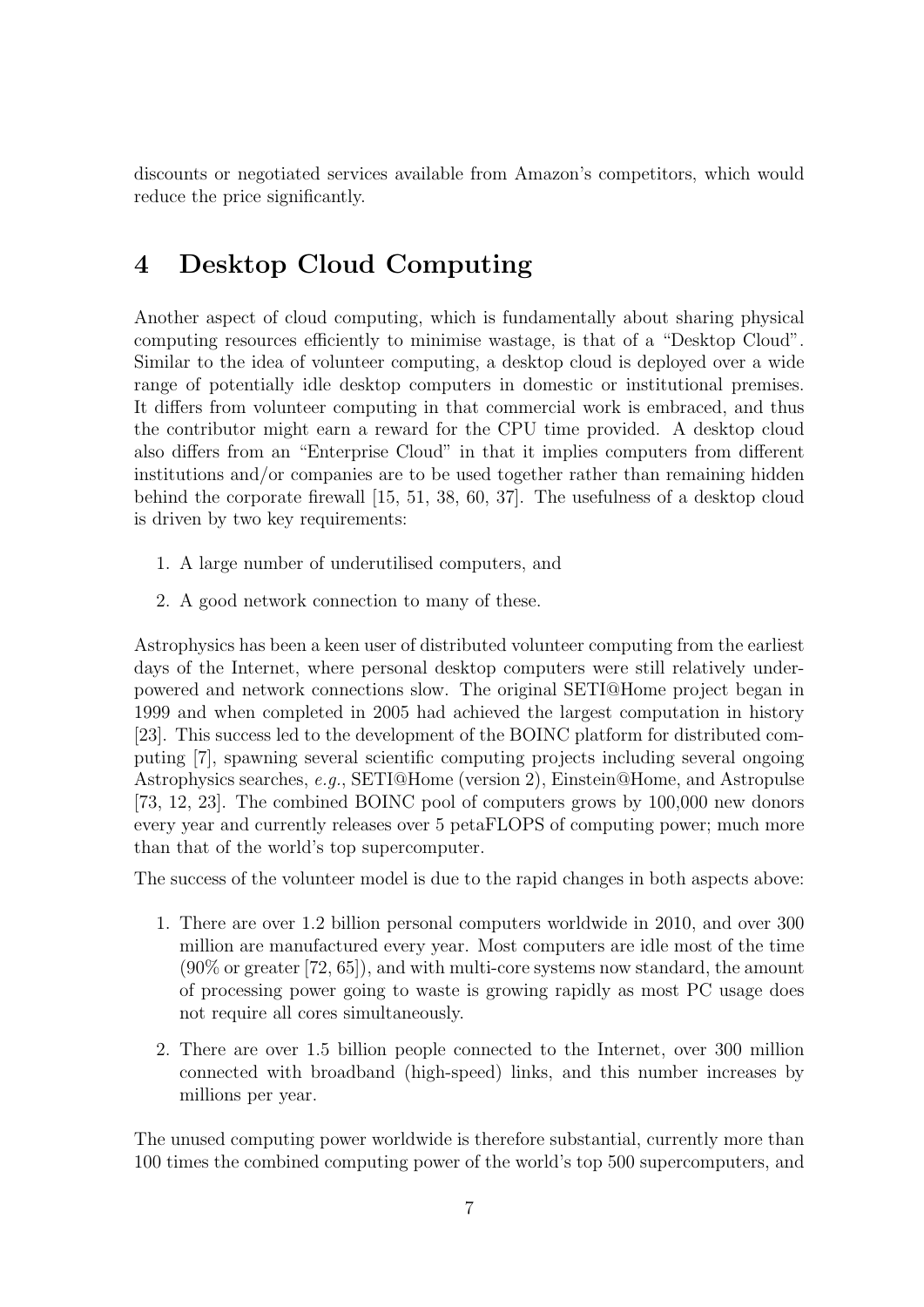discounts or negotiated services available from Amazon's competitors, which would reduce the price significantly.

## 4 Desktop Cloud Computing

Another aspect of cloud computing, which is fundamentally about sharing physical computing resources efficiently to minimise wastage, is that of a "Desktop Cloud". Similar to the idea of volunteer computing, a desktop cloud is deployed over a wide range of potentially idle desktop computers in domestic or institutional premises. It differs from volunteer computing in that commercial work is embraced, and thus the contributor might earn a reward for the CPU time provided. A desktop cloud also differs from an "Enterprise Cloud" in that it implies computers from different institutions and/or companies are to be used together rather than remaining hidden behind the corporate firewall [15, 51, 38, 60, 37]. The usefulness of a desktop cloud is driven by two key requirements:

1. A large number of underutilised computers, and
2. A good network connection to many of these.

Astrophysics has been a keen user of distributed volunteer computing from the earliest days of the Internet, where personal desktop computers were still relatively underpowered and network connections slow. The original SETI@Home project began in 1999 and when completed in 2005 had achieved the largest computation in history [23]. This success led to the development of the BOINC platform for distributed computing [7], spawning several scientific computing projects including several ongoing Astrophysics searches, *e.g.*, SETI@Home (version 2), Einstein@Home, and Astropulse [73, 12, 23]. The combined BOINC pool of computers grows by 100,000 new donors every year and currently releases over 5 petaFLOPS of computing power; much more than that of the world's top supercomputer.

The success of the volunteer model is due to the rapid changes in both aspects above:

1. There are over 1.2 billion personal computers worldwide in 2010, and over 300 million are manufactured every year. Most computers are idle most of the time (90% or greater [72, 65]), and with multi-core systems now standard, the amount of processing power going to waste is growing rapidly as most PC usage does not require all cores simultaneously.
2. There are over 1.5 billion people connected to the Internet, over 300 million connected with broadband (high-speed) links, and this number increases by millions per year.

The unused computing power worldwide is therefore substantial, currently more than 100 times the combined computing power of the world's top 500 supercomputers, and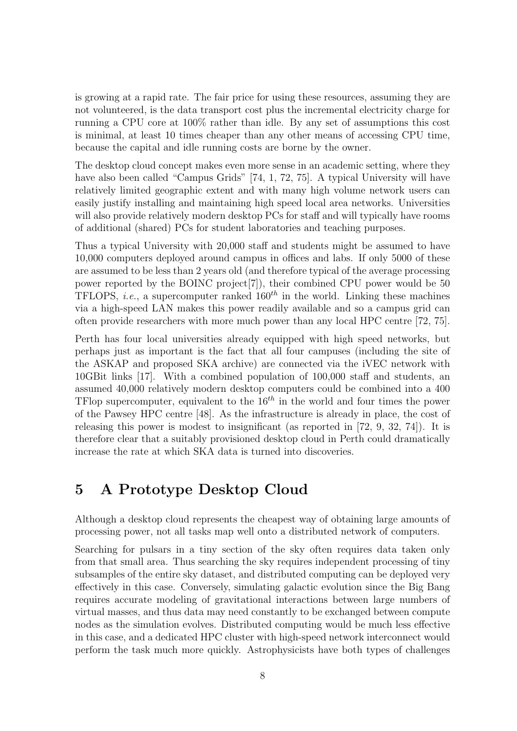is growing at a rapid rate. The fair price for using these resources, assuming they are not volunteered, is the data transport cost plus the incremental electricity charge for running a CPU core at 100% rather than idle. By any set of assumptions this cost is minimal, at least 10 times cheaper than any other means of accessing CPU time, because the capital and idle running costs are borne by the owner.

The desktop cloud concept makes even more sense in an academic setting, where they have also been called "Campus Grids" [74, 1, 72, 75]. A typical University will have relatively limited geographic extent and with many high volume network users can easily justify installing and maintaining high speed local area networks. Universities will also provide relatively modern desktop PCs for staff and will typically have rooms of additional (shared) PCs for student laboratories and teaching purposes.

Thus a typical University with 20,000 staff and students might be assumed to have 10,000 computers deployed around campus in offices and labs. If only 5000 of these are assumed to be less than 2 years old (and therefore typical of the average processing power reported by the BOINC project[7]), their combined CPU power would be 50 TFLOPS, *i.e.*, a supercomputer ranked $160^{th}$ in the world. Linking these machines via a high-speed LAN makes this power readily available and so a campus grid can often provide researchers with more much power than any local HPC centre [72, 75].

Perth has four local universities already equipped with high speed networks, but perhaps just as important is the fact that all four campuses (including the site of the ASKAP and proposed SKA archive) are connected via the iVEC network with 10GBit links [17]. With a combined population of 100,000 staff and students, an assumed 40,000 relatively modern desktop computers could be combined into a 400 TFlop supercomputer, equivalent to the $16^{th}$ in the world and four times the power of the Pawsey HPC centre [48]. As the infrastructure is already in place, the cost of releasing this power is modest to insignificant (as reported in [72, 9, 32, 74]). It is therefore clear that a suitably provisioned desktop cloud in Perth could dramatically increase the rate at which SKA data is turned into discoveries.

## 5 A Prototype Desktop Cloud

Although a desktop cloud represents the cheapest way of obtaining large amounts of processing power, not all tasks map well onto a distributed network of computers.

Searching for pulsars in a tiny section of the sky often requires data taken only from that small area. Thus searching the sky requires independent processing of tiny subsamples of the entire sky dataset, and distributed computing can be deployed very effectively in this case. Conversely, simulating galactic evolution since the Big Bang requires accurate modeling of gravitational interactions between large numbers of virtual masses, and thus data may need constantly to be exchanged between compute nodes as the simulation evolves. Distributed computing would be much less effective in this case, and a dedicated HPC cluster with high-speed network interconnect would perform the task much more quickly. Astrophysicists have both types of challenges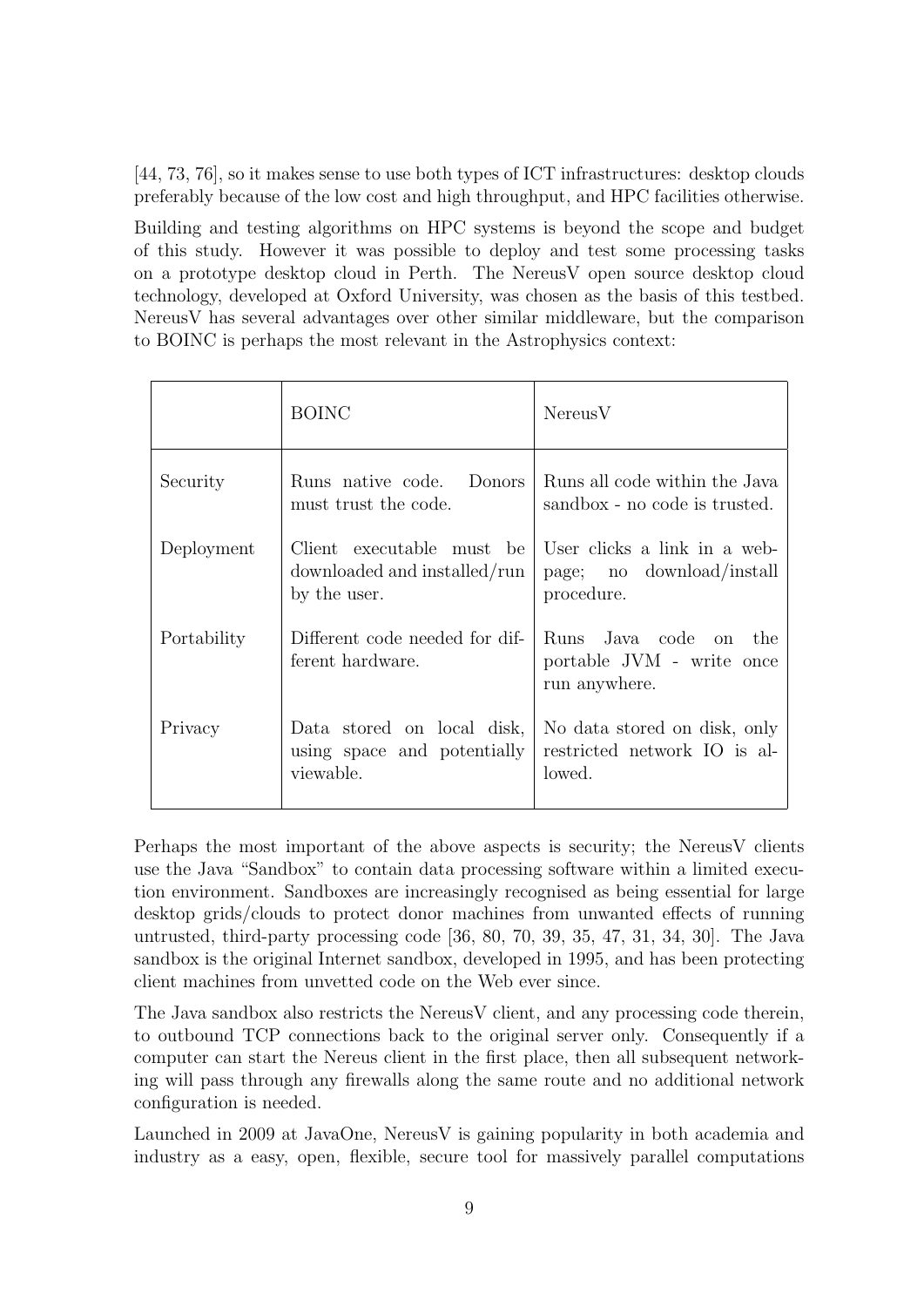[44, 73, 76], so it makes sense to use both types of ICT infrastructures: desktop clouds preferably because of the low cost and high throughput, and HPC facilities otherwise.

Building and testing algorithms on HPC systems is beyond the scope and budget of this study. However it was possible to deploy and test some processing tasks on a prototype desktop cloud in Perth. The NereusV open source desktop cloud technology, developed at Oxford University, was chosen as the basis of this testbed. NereusV has several advantages over other similar middleware, but the comparison to BOINC is perhaps the most relevant in the Astrophysics context:

| | BOINC | NereusV |
|---|---|---|
| Security | Runs native code. Donors must trust the code. | Runs all code within the Java sandbox - no code is trusted. |
| Deployment | Client executable must be downloaded and installed/run by the user. | User clicks a link in a web-page; no download/install procedure. |
| Portability | Different code needed for different hardware. | Runs Java code on the portable JVM - write once run anywhere. |
| Privacy | Data stored on local disk, using space and potentially viewable. | No data stored on disk, only restricted network IO is allowed. |

Perhaps the most important of the above aspects is security; the NereusV clients use the Java "Sandbox" to contain data processing software within a limited execution environment. Sandboxes are increasingly recognised as being essential for large desktop grids/clouds to protect donor machines from unwanted effects of running untrusted, third-party processing code [36, 80, 70, 39, 35, 47, 31, 34, 30]. The Java sandbox is the original Internet sandbox, developed in 1995, and has been protecting client machines from unvetted code on the Web ever since.

The Java sandbox also restricts the NereusV client, and any processing code therein, to outbound TCP connections back to the original server only. Consequently if a computer can start the Nereus client in the first place, then all subsequent networking will pass through any firewalls along the same route and no additional network configuration is needed.

Launched in 2009 at JavaOne, NereusV is gaining popularity in both academia and industry as a easy, open, flexible, secure tool for massively parallel computations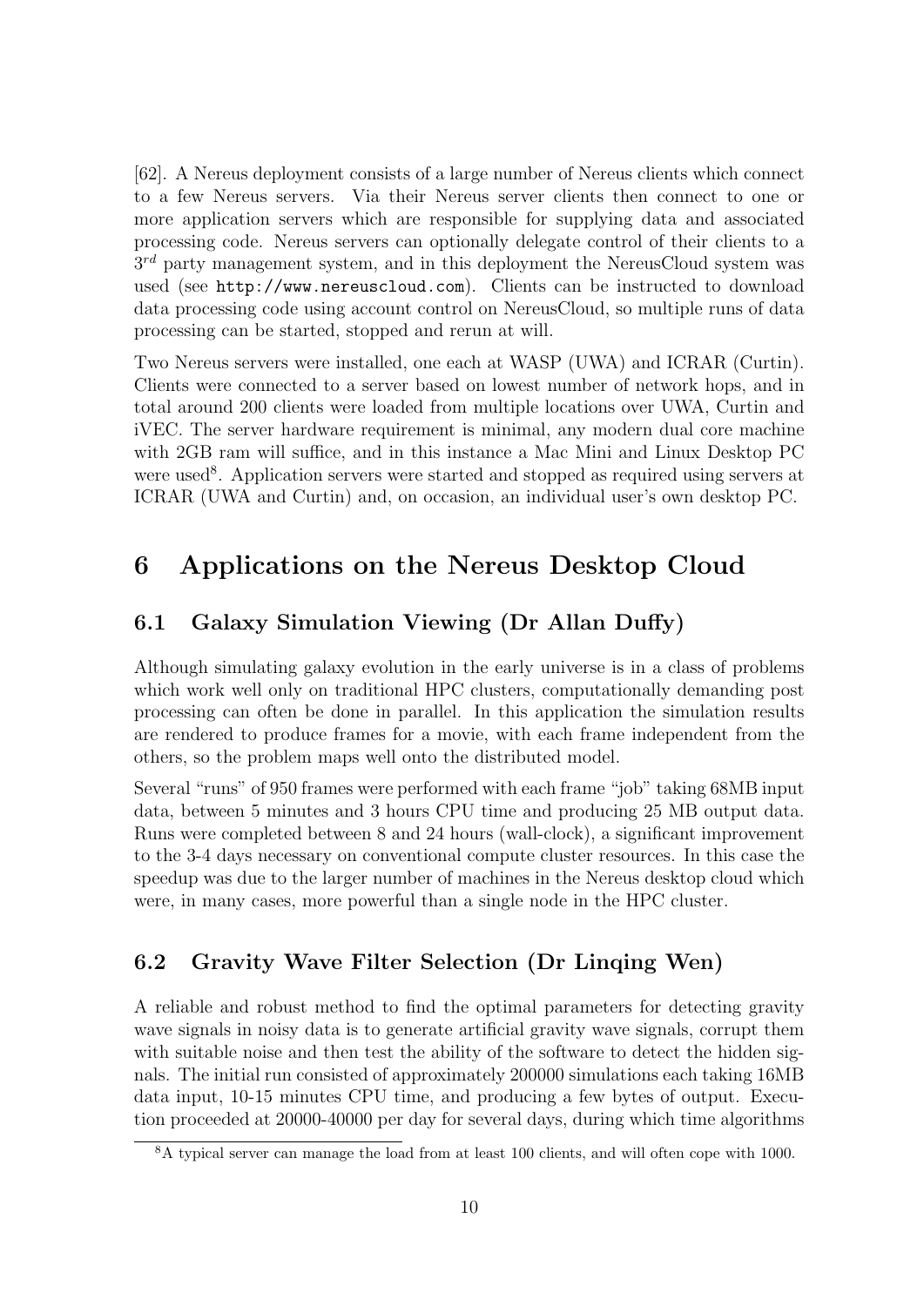[62]. A Nereus deployment consists of a large number of Nereus clients which connect to a few Nereus servers. Via their Nereus server clients then connect to one or more application servers which are responsible for supplying data and associated processing code. Nereus servers can optionally delegate control of their clients to a $3^{rd}$ party management system, and in this deployment the NereusCloud system was used (see `http://www.nereuscloud.com`). Clients can be instructed to download data processing code using account control on NereusCloud, so multiple runs of data processing can be started, stopped and rerun at will.

Two Nereus servers were installed, one each at WASP (UWA) and ICRAR (Curtin). Clients were connected to a server based on lowest number of network hops, and in total around 200 clients were loaded from multiple locations over UWA, Curtin and iVEC. The server hardware requirement is minimal, any modern dual core machine with 2GB ram will suffice, and in this instance a Mac Mini and Linux Desktop PC were used[8]. Application servers were started and stopped as required using servers at ICRAR (UWA and Curtin) and, on occasion, an individual user's own desktop PC.

# 6 Applications on the Nereus Desktop Cloud

## 6.1 Galaxy Simulation Viewing (Dr Allan Duffy)

Although simulating galaxy evolution in the early universe is in a class of problems which work well only on traditional HPC clusters, computationally demanding post processing can often be done in parallel. In this application the simulation results are rendered to produce frames for a movie, with each frame independent from the others, so the problem maps well onto the distributed model.

Several "runs" of 950 frames were performed with each frame "job" taking 68MB input data, between 5 minutes and 3 hours CPU time and producing 25 MB output data. Runs were completed between 8 and 24 hours (wall-clock), a significant improvement to the 3-4 days necessary on conventional compute cluster resources. In this case the speedup was due to the larger number of machines in the Nereus desktop cloud which were, in many cases, more powerful than a single node in the HPC cluster.

## 6.2 Gravity Wave Filter Selection (Dr Linqing Wen)

A reliable and robust method to find the optimal parameters for detecting gravity wave signals in noisy data is to generate artificial gravity wave signals, corrupt them with suitable noise and then test the ability of the software to detect the hidden signals. The initial run consisted of approximately 200000 simulations each taking 16MB data input, 10-15 minutes CPU time, and producing a few bytes of output. Execution proceeded at 20000-40000 per day for several days, during which time algorithms

[8] A typical server can manage the load from at least 100 clients, and will often cope with 1000.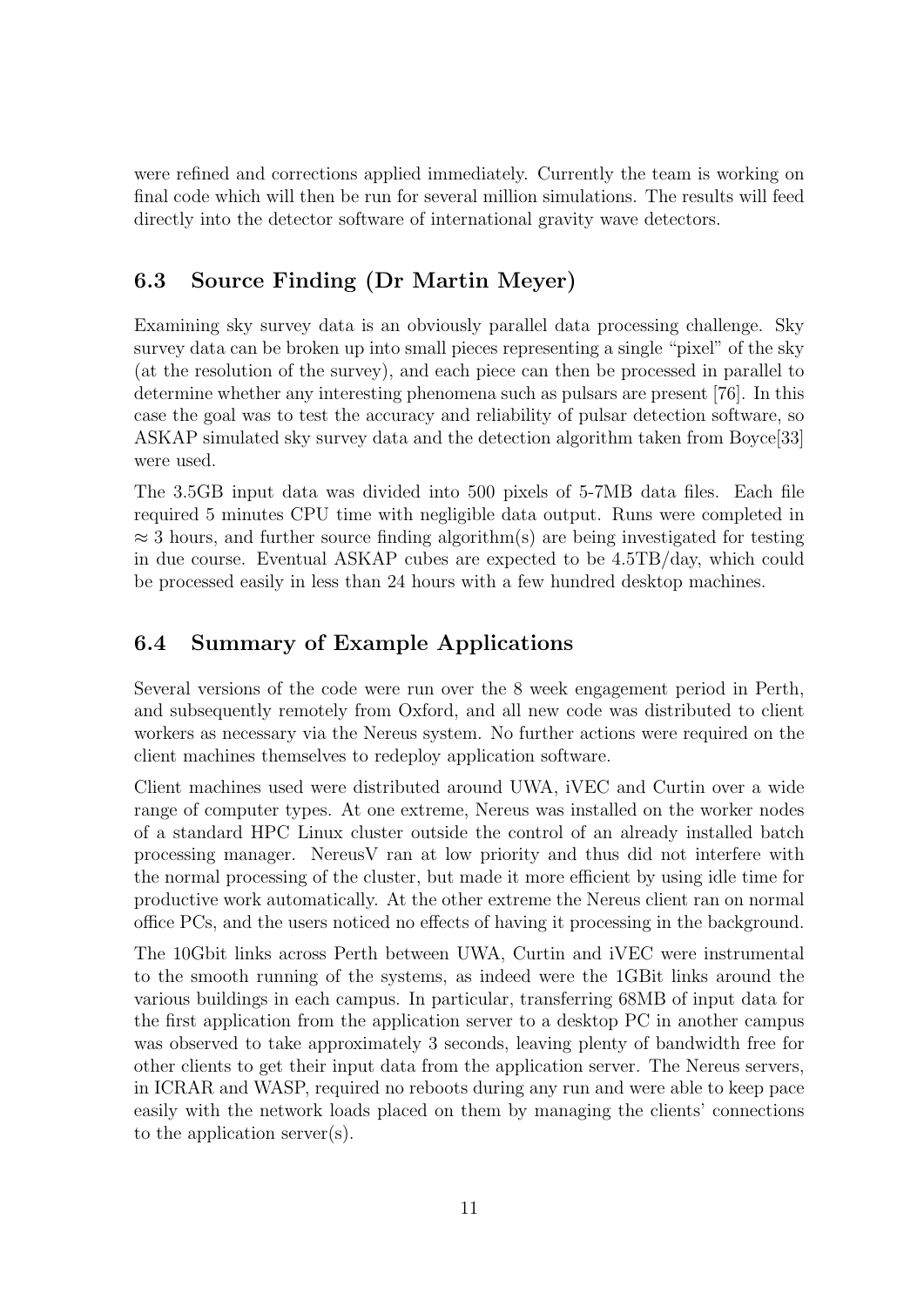were refined and corrections applied immediately. Currently the team is working on final code which will then be run for several million simulations. The results will feed directly into the detector software of international gravity wave detectors.

### 6.3 Source Finding (Dr Martin Meyer)

Examining sky survey data is an obviously parallel data processing challenge. Sky survey data can be broken up into small pieces representing a single "pixel" of the sky (at the resolution of the survey), and each piece can then be processed in parallel to determine whether any interesting phenomena such as pulsars are present [76]. In this case the goal was to test the accuracy and reliability of pulsar detection software, so ASKAP simulated sky survey data and the detection algorithm taken from Boyce[33] were used.

The 3.5GB input data was divided into 500 pixels of 5-7MB data files. Each file required 5 minutes CPU time with negligible data output. Runs were completed in $\approx 3$ hours, and further source finding algorithm(s) are being investigated for testing in due course. Eventual ASKAP cubes are expected to be 4.5TB/day, which could be processed easily in less than 24 hours with a few hundred desktop machines.

### 6.4 Summary of Example Applications

Several versions of the code were run over the 8 week engagement period in Perth, and subsequently remotely from Oxford, and all new code was distributed to client workers as necessary via the Nereus system. No further actions were required on the client machines themselves to redeploy application software.

Client machines used were distributed around UWA, iVEC and Curtin over a wide range of computer types. At one extreme, Nereus was installed on the worker nodes of a standard HPC Linux cluster outside the control of an already installed batch processing manager. NereusV ran at low priority and thus did not interfere with the normal processing of the cluster, but made it more efficient by using idle time for productive work automatically. At the other extreme the Nereus client ran on normal office PCs, and the users noticed no effects of having it processing in the background.

The 10Gbit links across Perth between UWA, Curtin and iVEC were instrumental to the smooth running of the systems, as indeed were the 1GBit links around the various buildings in each campus. In particular, transferring 68MB of input data for the first application from the application server to a desktop PC in another campus was observed to take approximately 3 seconds, leaving plenty of bandwidth free for other clients to get their input data from the application server. The Nereus servers, in ICRAR and WASP, required no reboots during any run and were able to keep pace easily with the network loads placed on them by managing the clients' connections to the application server(s).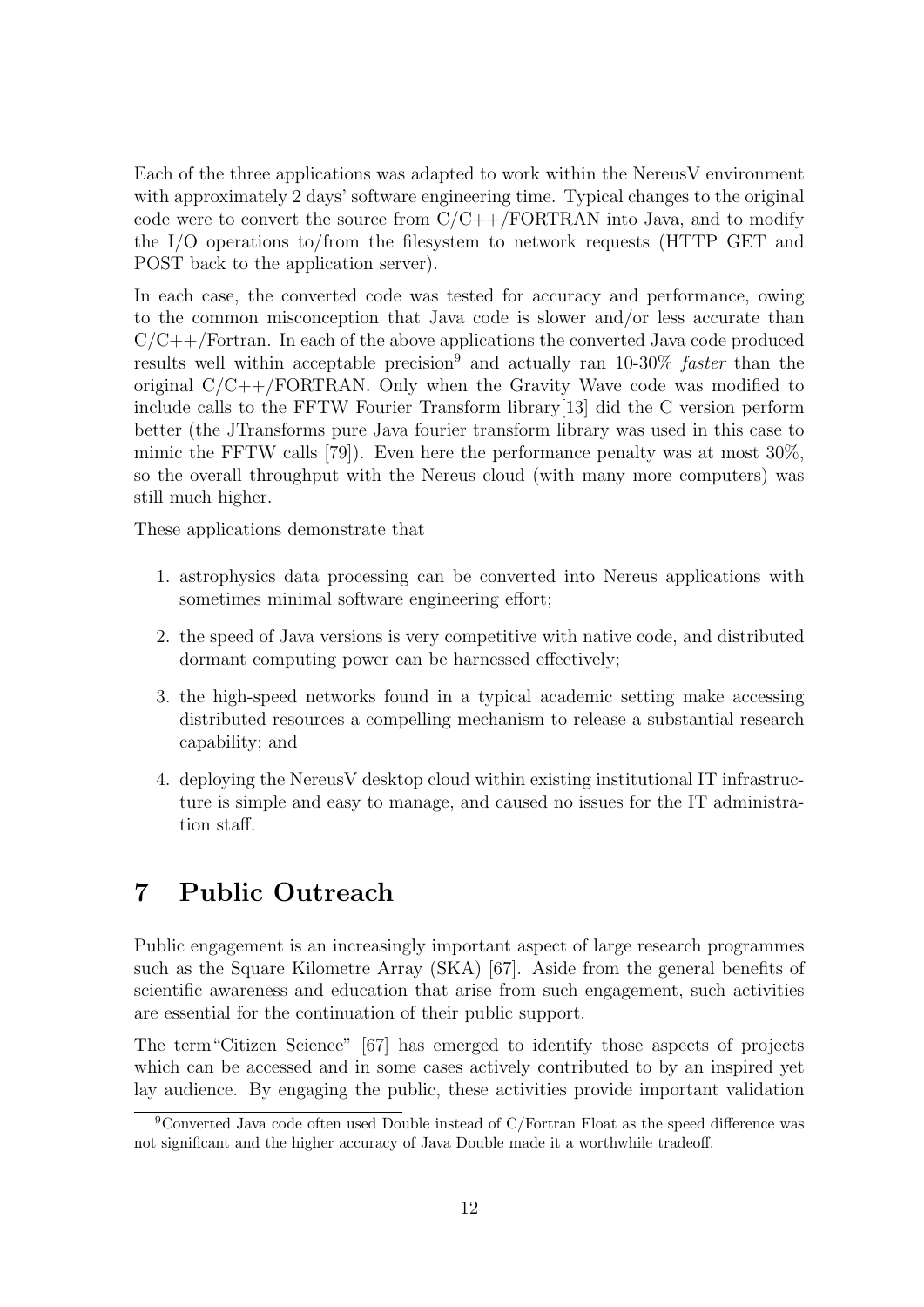Each of the three applications was adapted to work within the NereusV environment with approximately 2 days' software engineering time. Typical changes to the original code were to convert the source from C/C++/FORTRAN into Java, and to modify the I/O operations to/from the filesystem to network requests (HTTP GET and POST back to the application server).

In each case, the converted code was tested for accuracy and performance, owing to the common misconception that Java code is slower and/or less accurate than C/C++/Fortran. In each of the above applications the converted Java code produced results well within acceptable precision[9] and actually ran 10-30% *faster* than the original C/C++/FORTRAN. Only when the Gravity Wave code was modified to include calls to the FFTW Fourier Transform library[13] did the C version perform better (the JTransforms pure Java fourier transform library was used in this case to mimic the FFTW calls [79]). Even here the performance penalty was at most 30%, so the overall throughput with the Nereus cloud (with many more computers) was still much higher.

These applications demonstrate that

1. astrophysics data processing can be converted into Nereus applications with sometimes minimal software engineering effort;
2. the speed of Java versions is very competitive with native code, and distributed dormant computing power can be harnessed effectively;
3. the high-speed networks found in a typical academic setting make accessing distributed resources a compelling mechanism to release a substantial research capability; and
4. deploying the NereusV desktop cloud within existing institutional IT infrastructure is simple and easy to manage, and caused no issues for the IT administration staff.

# 7 Public Outreach

Public engagement is an increasingly important aspect of large research programmes such as the Square Kilometre Array (SKA) [67]. Aside from the general benefits of scientific awareness and education that arise from such engagement, such activities are essential for the continuation of their public support.

The term "Citizen Science" [67] has emerged to identify those aspects of projects which can be accessed and in some cases actively contributed to by an inspired yet lay audience. By engaging the public, these activities provide important validation

[9] Converted Java code often used Double instead of C/Fortran Float as the speed difference was not significant and the higher accuracy of Java Double made it a worthwhile tradeoff.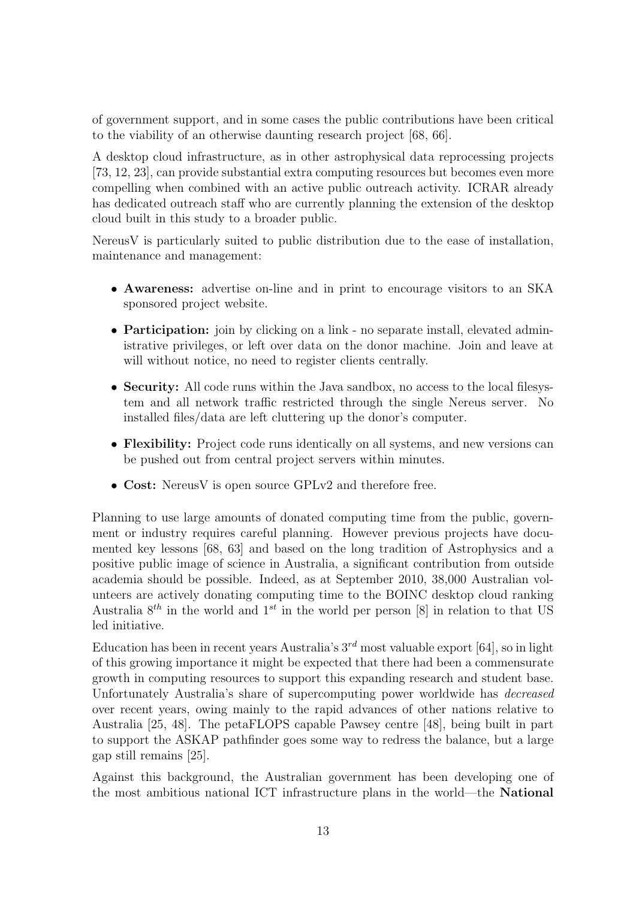of government support, and in some cases the public contributions have been critical to the viability of an otherwise daunting research project [68, 66].

A desktop cloud infrastructure, as in other astrophysical data reprocessing projects [73, 12, 23], can provide substantial extra computing resources but becomes even more compelling when combined with an active public outreach activity. ICRAR already has dedicated outreach staff who are currently planning the extension of the desktop cloud built in this study to a broader public.

NereusV is particularly suited to public distribution due to the ease of installation, maintenance and management:

- **Awareness:** advertise on-line and in print to encourage visitors to an SKA sponsored project website.
- **Participation:** join by clicking on a link - no separate install, elevated administrative privileges, or left over data on the donor machine. Join and leave at will without notice, no need to register clients centrally.
- **Security:** All code runs within the Java sandbox, no access to the local filesystem and all network traffic restricted through the single Nereus server. No installed files/data are left cluttering up the donor's computer.
- **Flexibility:** Project code runs identically on all systems, and new versions can be pushed out from central project servers within minutes.
- **Cost:** NereusV is open source GPLv2 and therefore free.

Planning to use large amounts of donated computing time from the public, government or industry requires careful planning. However previous projects have documented key lessons [68, 63] and based on the long tradition of Astrophysics and a positive public image of science in Australia, a significant contribution from outside academia should be possible. Indeed, as at September 2010, 38,000 Australian volunteers are actively donating computing time to the BOINC desktop cloud ranking Australia $8^{th}$ in the world and $1^{st}$ in the world per person [8] in relation to that US led initiative.

Education has been in recent years Australia's $3^{rd}$ most valuable export [64], so in light of this growing importance it might be expected that there had been a commensurate growth in computing resources to support this expanding research and student base. Unfortunately Australia's share of supercomputing power worldwide has *decreased* over recent years, owing mainly to the rapid advances of other nations relative to Australia [25, 48]. The petaFLOPS capable Pawsey centre [48], being built in part to support the ASKAP pathfinder goes some way to redress the balance, but a large gap still remains [25].

Against this background, the Australian government has been developing one of the most ambitious national ICT infrastructure plans in the world—the **National**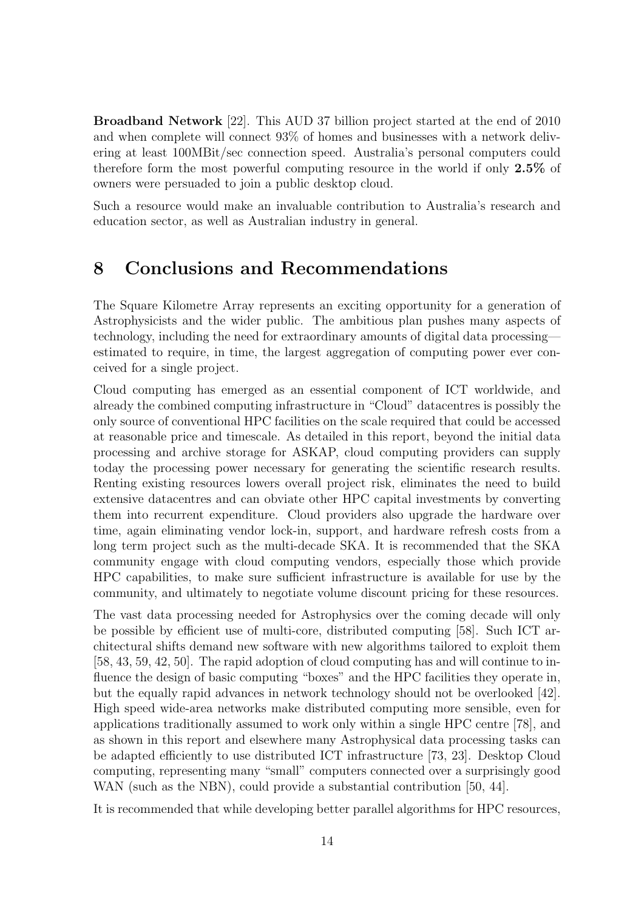**Broadband Network** [22]. This AUD 37 billion project started at the end of 2010 and when complete will connect 93% of homes and businesses with a network delivering at least 100MBit/sec connection speed. Australia's personal computers could therefore form the most powerful computing resource in the world if only **2.5%** of owners were persuaded to join a public desktop cloud.

Such a resource would make an invaluable contribution to Australia's research and education sector, as well as Australian industry in general.

# 8 Conclusions and Recommendations

The Square Kilometre Array represents an exciting opportunity for a generation of Astrophysicists and the wider public. The ambitious plan pushes many aspects of technology, including the need for extraordinary amounts of digital data processing—estimated to require, in time, the largest aggregation of computing power ever conceived for a single project.

Cloud computing has emerged as an essential component of ICT worldwide, and already the combined computing infrastructure in "Cloud" datacentres is possibly the only source of conventional HPC facilities on the scale required that could be accessed at reasonable price and timescale. As detailed in this report, beyond the initial data processing and archive storage for ASKAP, cloud computing providers can supply today the processing power necessary for generating the scientific research results. Renting existing resources lowers overall project risk, eliminates the need to build extensive datacentres and can obviate other HPC capital investments by converting them into recurrent expenditure. Cloud providers also upgrade the hardware over time, again eliminating vendor lock-in, support, and hardware refresh costs from a long term project such as the multi-decade SKA. It is recommended that the SKA community engage with cloud computing vendors, especially those which provide HPC capabilities, to make sure sufficient infrastructure is available for use by the community, and ultimately to negotiate volume discount pricing for these resources.

The vast data processing needed for Astrophysics over the coming decade will only be possible by efficient use of multi-core, distributed computing [58]. Such ICT architectural shifts demand new software with new algorithms tailored to exploit them [58, 43, 59, 42, 50]. The rapid adoption of cloud computing has and will continue to influence the design of basic computing "boxes" and the HPC facilities they operate in, but the equally rapid advances in network technology should not be overlooked [42]. High speed wide-area networks make distributed computing more sensible, even for applications traditionally assumed to work only within a single HPC centre [78], and as shown in this report and elsewhere many Astrophysical data processing tasks can be adapted efficiently to use distributed ICT infrastructure [73, 23]. Desktop Cloud computing, representing many "small" computers connected over a surprisingly good WAN (such as the NBN), could provide a substantial contribution [50, 44].

It is recommended that while developing better parallel algorithms for HPC resources,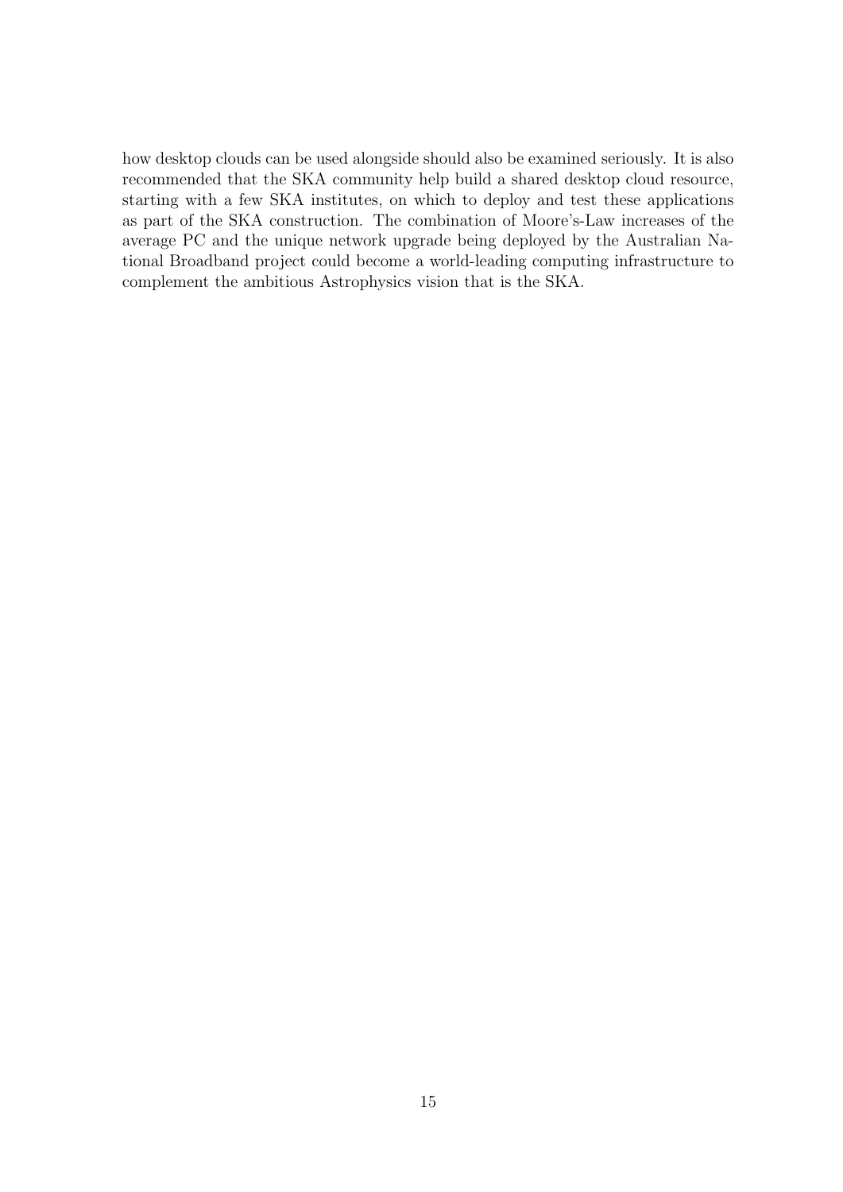how desktop clouds can be used alongside should also be examined seriously. It is also recommended that the SKA community help build a shared desktop cloud resource, starting with a few SKA institutes, on which to deploy and test these applications as part of the SKA construction. The combination of Moore's-Law increases of the average PC and the unique network upgrade being deployed by the Australian National Broadband project could become a world-leading computing infrastructure to complement the ambitious Astrophysics vision that is the SKA.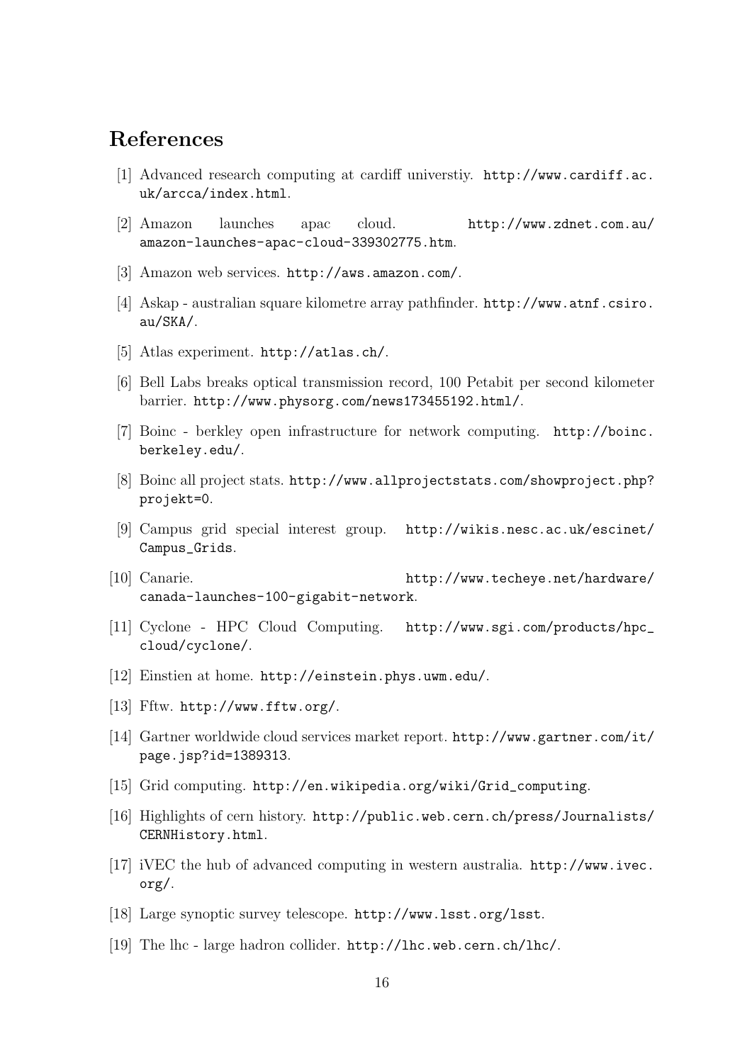# References

[1] Advanced research computing at cardiff universtiy. http://www.cardiff.ac.uk/arcca/index.html.

[2] Amazon launches apac cloud. http://www.zdnet.com.au/amazon-launches-apac-cloud-339302775.htm.

[3] Amazon web services. http://aws.amazon.com/.

[4] Askap - australian square kilometre array pathfinder. http://www.atnf.csiro.au/SKA/.

[5] Atlas experiment. http://atlas.ch/.

[6] Bell Labs breaks optical transmission record, 100 Petabit per second kilometer barrier. http://www.physorg.com/news173455192.html/.

[7] Boinc - berkley open infrastructure for network computing. http://boinc.berkeley.edu/.

[8] Boinc all project stats. http://www.allprojectstats.com/showproject.php?projekt=0.

[9] Campus grid special interest group. http://wikis.nesc.ac.uk/escinet/Campus_Grids.

[10] Canarie. http://www.techeye.net/hardware/canada-launches-100-gigabit-network.

[11] Cyclone - HPC Cloud Computing. http://www.sgi.com/products/hpc_cloud/cyclone/.

[12] Einstien at home. http://einstein.phys.uwm.edu/.

[13] Fftw. http://www.fftw.org/.

[14] Gartner worldwide cloud services market report. http://www.gartner.com/it/page.jsp?id=1389313.

[15] Grid computing. http://en.wikipedia.org/wiki/Grid_computing.

[16] Highlights of cern history. http://public.web.cern.ch/press/Journalists/CERNHistory.html.

[17] iVEC the hub of advanced computing in western australia. http://www.ivec.org/.

[18] Large synoptic survey telescope. http://www.lsst.org/lsst.

[19] The lhc - large hadron collider. http://lhc.web.cern.ch/lhc/.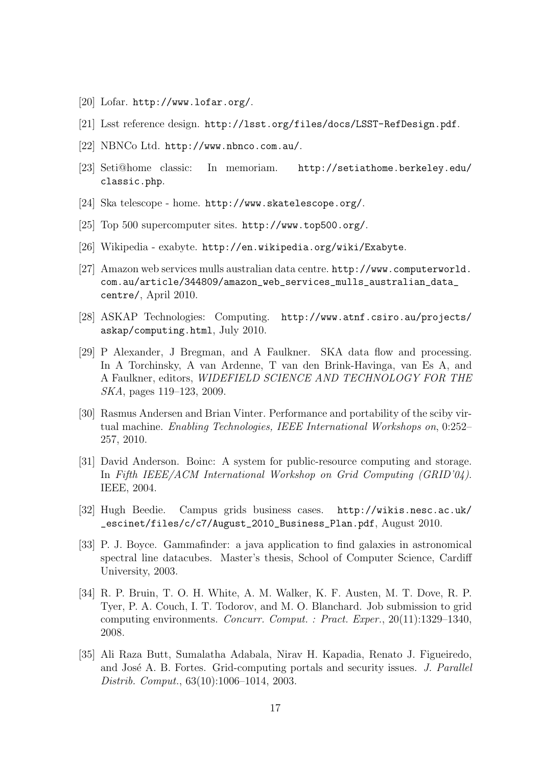[20] Lofar. http://www.lofar.org/.

[21] Lsst reference design. http://lsst.org/files/docs/LSST-RefDesign.pdf.

[22] NBNCo Ltd. http://www.nbnco.com.au/.

[23] Seti@home classic: In memoriam. http://setiathome.berkeley.edu/classic.php.

[24] Ska telescope - home. http://www.skatelescope.org/.

[25] Top 500 supercomputer sites. http://www.top500.org/.

[26] Wikipedia - exabyte. http://en.wikipedia.org/wiki/Exabyte.

[27] Amazon web services mulls australian data centre. http://www.computerworld.com.au/article/344809/amazon_web_services_mulls_australian_data_centre/, April 2010.

[28] ASKAP Technologies: Computing. http://www.atnf.csiro.au/projects/askap/computing.html, July 2010.

[29] P Alexander, J Bregman, and A Faulkner. SKA data flow and processing. In A Torchinsky, A van Ardenne, T van den Brink-Havinga, van Es A, and A Faulkner, editors, *WIDEFIELD SCIENCE AND TECHNOLOGY FOR THE SKA*, pages 119–123, 2009.

[30] Rasmus Andersen and Brian Vinter. Performance and portability of the sciby virtual machine. *Enabling Technologies, IEEE International Workshops on*, 0:252–257, 2010.

[31] David Anderson. Boinc: A system for public-resource computing and storage. In *Fifth IEEE/ACM International Workshop on Grid Computing (GRID'04)*. IEEE, 2004.

[32] Hugh Beedie. Campus grids business cases. http://wikis.nesc.ac.uk/_escinet/files/c/c7/August_2010_Business_Plan.pdf, August 2010.

[33] P. J. Boyce. Gammafinder: a java application to find galaxies in astronomical spectral line datacubes. Master's thesis, School of Computer Science, Cardiff University, 2003.

[34] R. P. Bruin, T. O. H. White, A. M. Walker, K. F. Austen, M. T. Dove, R. P. Tyer, P. A. Couch, I. T. Todorov, and M. O. Blanchard. Job submission to grid computing environments. *Concurr. Comput. : Pract. Exper.*, 20(11):1329–1340, 2008.

[35] Ali Raza Butt, Sumalatha Adabala, Nirav H. Kapadia, Renato J. Figueiredo, and José A. B. Fortes. Grid-computing portals and security issues. *J. Parallel Distrib. Comput.*, 63(10):1006–1014, 2003.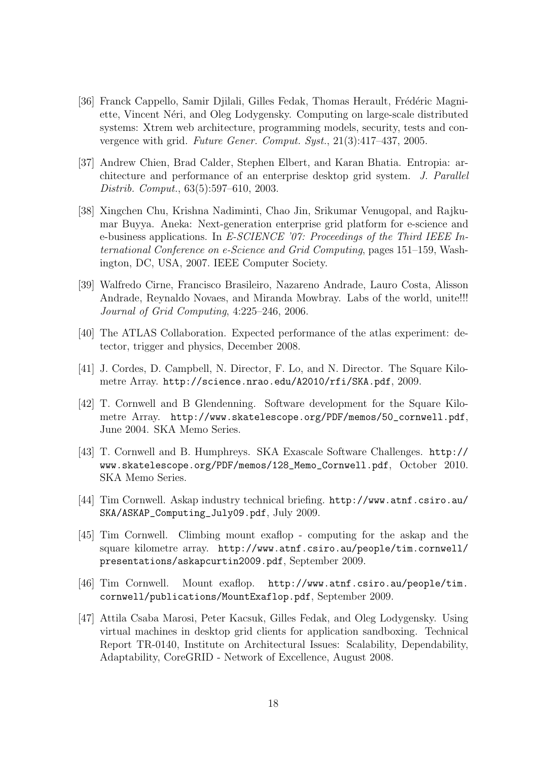[36] Franck Cappello, Samir Djilali, Gilles Fedak, Thomas Herault, Frédéric Magniette, Vincent Néri, and Oleg Lodygensky. Computing on large-scale distributed systems: Xtrem web architecture, programming models, security, tests and convergence with grid. *Future Gener. Comput. Syst.*, 21(3):417–437, 2005.

[37] Andrew Chien, Brad Calder, Stephen Elbert, and Karan Bhatia. Entropia: architecture and performance of an enterprise desktop grid system. *J. Parallel Distrib. Comput.*, 63(5):597–610, 2003.

[38] Xingchen Chu, Krishna Nadiminti, Chao Jin, Srikumar Venugopal, and Rajkumar Buyya. Aneka: Next-generation enterprise grid platform for e-science and e-business applications. In *E-SCIENCE '07: Proceedings of the Third IEEE International Conference on e-Science and Grid Computing*, pages 151–159, Washington, DC, USA, 2007. IEEE Computer Society.

[39] Walfredo Cirne, Francisco Brasileiro, Nazareno Andrade, Lauro Costa, Alisson Andrade, Reynaldo Novaes, and Miranda Mowbray. Labs of the world, unite!!! *Journal of Grid Computing*, 4:225–246, 2006.

[40] The ATLAS Collaboration. Expected performance of the atlas experiment: detector, trigger and physics, December 2008.

[41] J. Cordes, D. Campbell, N. Director, F. Lo, and N. Director. The Square Kilometre Array. `http://science.nrao.edu/A2010/rfi/SKA.pdf`, 2009.

[42] T. Cornwell and B Glendenning. Software development for the Square Kilometre Array. `http://www.skatelescope.org/PDF/memos/50_cornwell.pdf`, June 2004. SKA Memo Series.

[43] T. Cornwell and B. Humphreys. SKA Exascale Software Challenges. `http://www.skatelescope.org/PDF/memos/128_Memo_Cornwell.pdf`, October 2010. SKA Memo Series.

[44] Tim Cornwell. Askap industry technical briefing. `http://www.atnf.csiro.au/SKA/ASKAP_Computing_July09.pdf`, July 2009.

[45] Tim Cornwell. Climbing mount exaflop - computing for the askap and the square kilometre array. `http://www.atnf.csiro.au/people/tim.cornwell/presentations/askapcurtin2009.pdf`, September 2009.

[46] Tim Cornwell. Mount exaflop. `http://www.atnf.csiro.au/people/tim.cornwell/publications/MountExaflop.pdf`, September 2009.

[47] Attila Csaba Marosi, Peter Kacsuk, Gilles Fedak, and Oleg Lodygensky. Using virtual machines in desktop grid clients for application sandboxing. Technical Report TR-0140, Institute on Architectural Issues: Scalability, Dependability, Adaptability, CoreGRID - Network of Excellence, August 2008.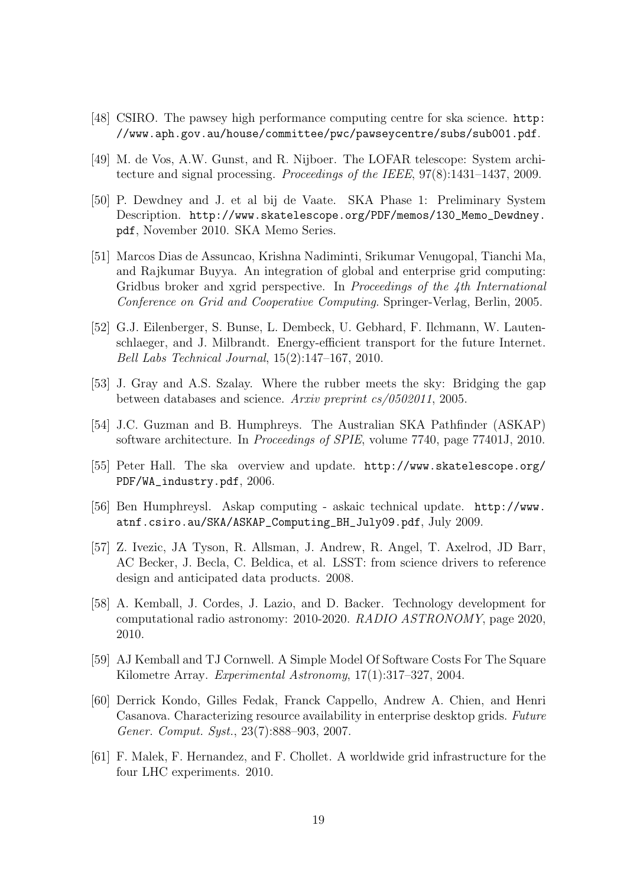[48] CSIRO. The pawsey high performance computing centre for ska science. `http://www.aph.gov.au/house/committee/pwc/pawseycentre/subs/sub001.pdf`.

[49] M. de Vos, A.W. Gunst, and R. Nijboer. The LOFAR telescope: System architecture and signal processing. *Proceedings of the IEEE*, 97(8):1431–1437, 2009.

[50] P. Dewdney and J. et al bij de Vaate. SKA Phase 1: Preliminary System Description. `http://www.skatelescope.org/PDF/memos/130_Memo_Dewdney.pdf`, November 2010. SKA Memo Series.

[51] Marcos Dias de Assuncao, Krishna Nadiminti, Srikumar Venugopal, Tianchi Ma, and Rajkumar Buyya. An integration of global and enterprise grid computing: Gridbus broker and xgrid perspective. In *Proceedings of the 4th International Conference on Grid and Cooperative Computing*. Springer-Verlag, Berlin, 2005.

[52] G.J. Eilenberger, S. Bunse, L. Dembeck, U. Gebhard, F. Ilchmann, W. Lautenschlaeger, and J. Milbrandt. Energy-efficient transport for the future Internet. *Bell Labs Technical Journal*, 15(2):147–167, 2010.

[53] J. Gray and A.S. Szalay. Where the rubber meets the sky: Bridging the gap between databases and science. *Arxiv preprint cs/0502011*, 2005.

[54] J.C. Guzman and B. Humphreys. The Australian SKA Pathfinder (ASKAP) software architecture. In *Proceedings of SPIE*, volume 7740, page 77401J, 2010.

[55] Peter Hall. The ska overview and update. `http://www.skatelescope.org/PDF/WA_industry.pdf`, 2006.

[56] Ben Humphreysl. Askap computing - askaic technical update. `http://www.atnf.csiro.au/SKA/ASKAP_Computing_BH_July09.pdf`, July 2009.

[57] Z. Ivezic, JA Tyson, R. Allsman, J. Andrew, R. Angel, T. Axelrod, JD Barr, AC Becker, J. Becla, C. Beldica, et al. LSST: from science drivers to reference design and anticipated data products. 2008.

[58] A. Kemball, J. Cordes, J. Lazio, and D. Backer. Technology development for computational radio astronomy: 2010-2020. *RADIO ASTRONOMY*, page 2020, 2010.

[59] AJ Kemball and TJ Cornwell. A Simple Model Of Software Costs For The Square Kilometre Array. *Experimental Astronomy*, 17(1):317–327, 2004.

[60] Derrick Kondo, Gilles Fedak, Franck Cappello, Andrew A. Chien, and Henri Casanova. Characterizing resource availability in enterprise desktop grids. *Future Gener. Comput. Syst.*, 23(7):888–903, 2007.

[61] F. Malek, F. Hernandez, and F. Chollet. A worldwide grid infrastructure for the four LHC experiments. 2010.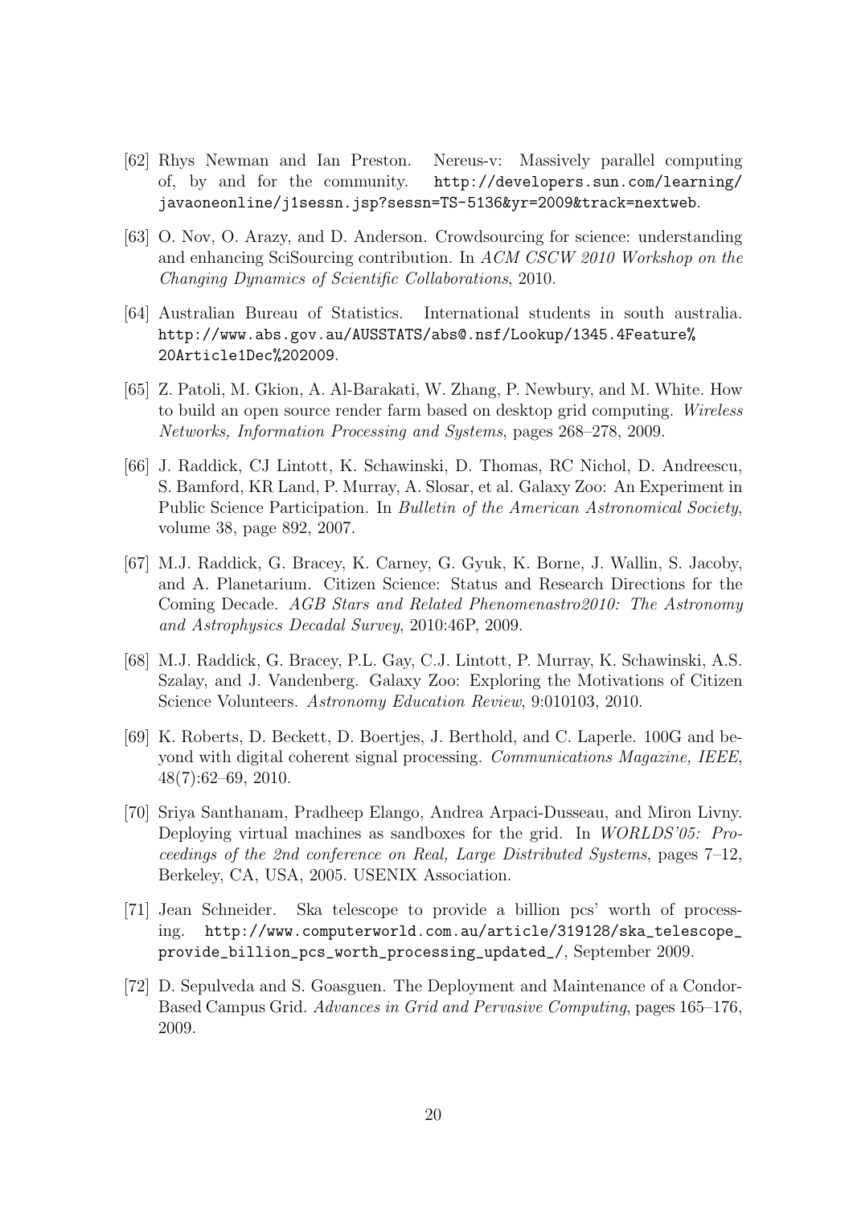[62] Rhys Newman and Ian Preston. Nereus-v: Massively parallel computing of, by and for the community. http://developers.sun.com/learning/javaoneonline/j1sessn.jsp?sessn=TS-5136&yr=2009&track=nextweb.

[63] O. Nov, O. Arazy, and D. Anderson. Crowdsourcing for science: understanding and enhancing SciSourcing contribution. In *ACM CSCW 2010 Workshop on the Changing Dynamics of Scientific Collaborations*, 2010.

[64] Australian Bureau of Statistics. International students in south australia. http://www.abs.gov.au/AUSSTATS/abs@.nsf/Lookup/1345.4Feature%20Article1Dec%202009.

[65] Z. Patoli, M. Gkion, A. Al-Barakati, W. Zhang, P. Newbury, and M. White. How to build an open source render farm based on desktop grid computing. *Wireless Networks, Information Processing and Systems*, pages 268–278, 2009.

[66] J. Raddick, CJ Lintott, K. Schawinski, D. Thomas, RC Nichol, D. Andreescu, S. Bamford, KR Land, P. Murray, A. Slosar, et al. Galaxy Zoo: An Experiment in Public Science Participation. In *Bulletin of the American Astronomical Society*, volume 38, page 892, 2007.

[67] M.J. Raddick, G. Bracey, K. Carney, G. Gyuk, K. Borne, J. Wallin, S. Jacoby, and A. Planetarium. Citizen Science: Status and Research Directions for the Coming Decade. *AGB Stars and Related Phenomenastro2010: The Astronomy and Astrophysics Decadal Survey*, 2010:46P, 2009.

[68] M.J. Raddick, G. Bracey, P.L. Gay, C.J. Lintott, P. Murray, K. Schawinski, A.S. Szalay, and J. Vandenberg. Galaxy Zoo: Exploring the Motivations of Citizen Science Volunteers. *Astronomy Education Review*, 9:010103, 2010.

[69] K. Roberts, D. Beckett, D. Boertjes, J. Berthold, and C. Laperle. 100G and beyond with digital coherent signal processing. *Communications Magazine, IEEE*, 48(7):62–69, 2010.

[70] Sriya Santhanam, Pradheep Elango, Andrea Arpaci-Dusseau, and Miron Livny. Deploying virtual machines as sandboxes for the grid. In *WORLDS'05: Proceedings of the 2nd conference on Real, Large Distributed Systems*, pages 7–12, Berkeley, CA, USA, 2005. USENIX Association.

[71] Jean Schneider. Ska telescope to provide a billion pcs' worth of processing. http://www.computerworld.com.au/article/319128/ska_telescope_provide_billion_pcs_worth_processing_updated_/, September 2009.

[72] D. Sepulveda and S. Goasguen. The Deployment and Maintenance of a Condor-Based Campus Grid. *Advances in Grid and Pervasive Computing*, pages 165–176, 2009.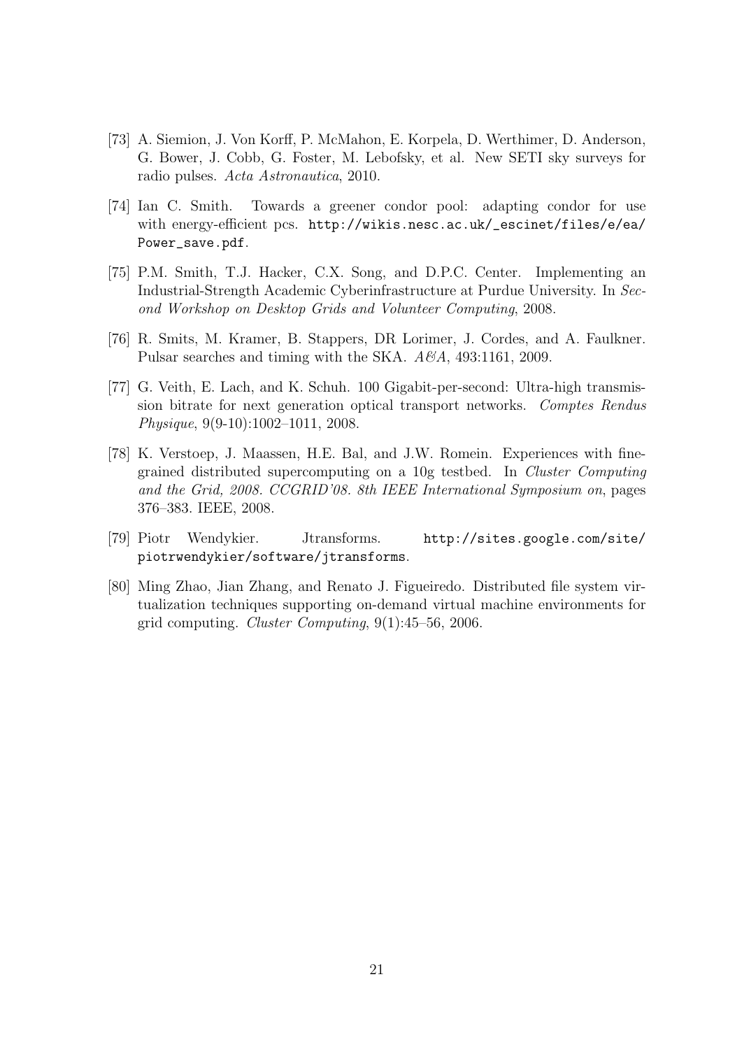[73] A. Siemion, J. Von Korff, P. McMahon, E. Korpela, D. Werthimer, D. Anderson, G. Bower, J. Cobb, G. Foster, M. Lebofsky, et al. New SETI sky surveys for radio pulses. *Acta Astronautica*, 2010.

[74] Ian C. Smith. Towards a greener condor pool: adapting condor for use with energy-efficient pcs. `http://wikis.nesc.ac.uk/_escinet/files/e/ea/Power_save.pdf`.

[75] P.M. Smith, T.J. Hacker, C.X. Song, and D.P.C. Center. Implementing an Industrial-Strength Academic Cyberinfrastructure at Purdue University. In *Second Workshop on Desktop Grids and Volunteer Computing*, 2008.

[76] R. Smits, M. Kramer, B. Stappers, DR Lorimer, J. Cordes, and A. Faulkner. Pulsar searches and timing with the SKA. *A&A*, 493:1161, 2009.

[77] G. Veith, E. Lach, and K. Schuh. 100 Gigabit-per-second: Ultra-high transmission bitrate for next generation optical transport networks. *Comptes Rendus Physique*, 9(9-10):1002–1011, 2008.

[78] K. Verstoep, J. Maassen, H.E. Bal, and J.W. Romein. Experiences with fine-grained distributed supercomputing on a 10g testbed. In *Cluster Computing and the Grid, 2008. CCGRID'08. 8th IEEE International Symposium on*, pages 376–383. IEEE, 2008.

[79] Piotr Wendykier. Jtransforms. `http://sites.google.com/site/piotrwendykier/software/jtransforms`.

[80] Ming Zhao, Jian Zhang, and Renato J. Figueiredo. Distributed file system virtualization techniques supporting on-demand virtual machine environments for grid computing. *Cluster Computing*, 9(1):45–56, 2006.